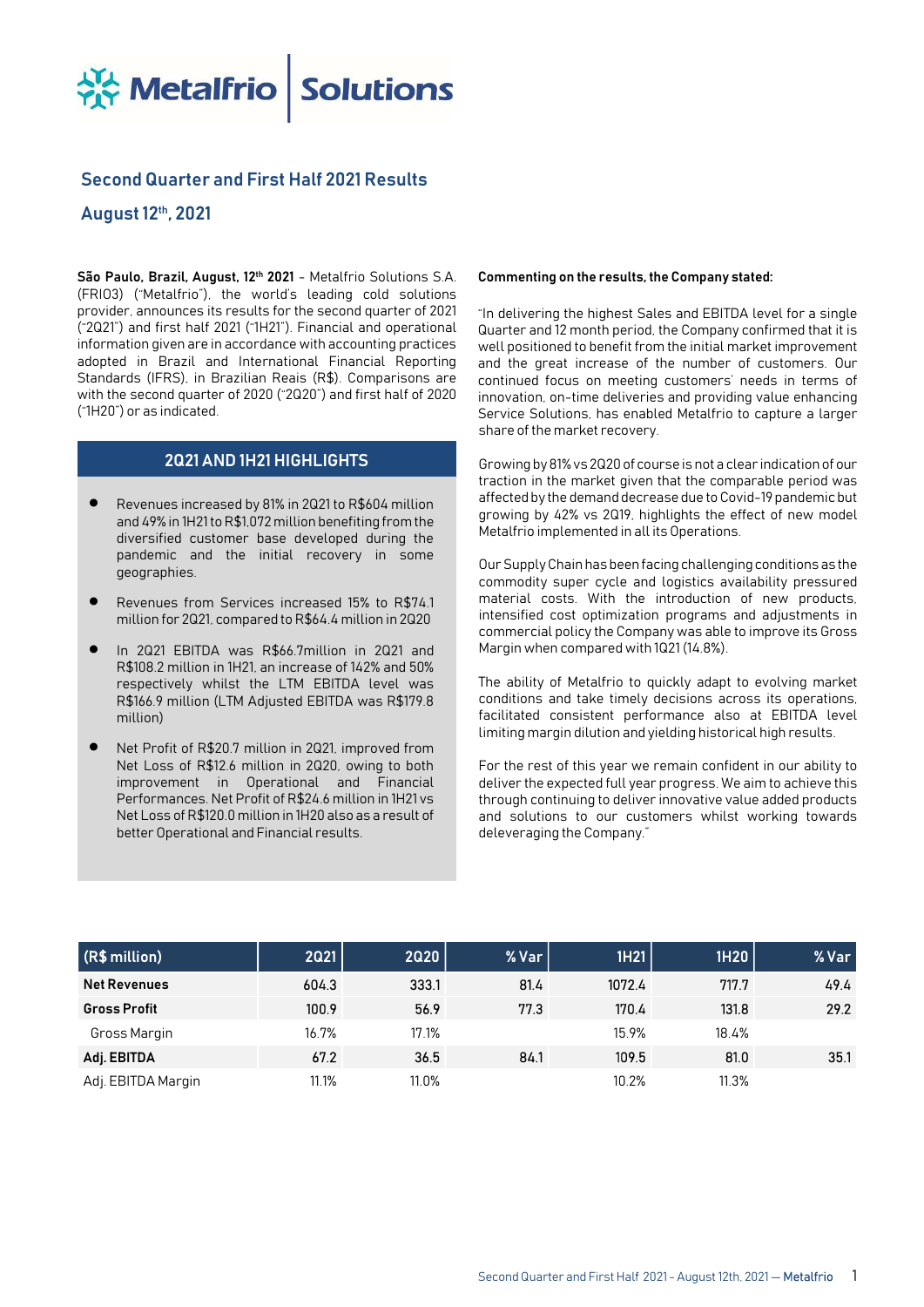# Metalfrio | Solutions

## Second Quarter and First Half 2021 Results

## August 12th, 2021

**São Paulo, Brazil, August, 12th 2021** - Metalfrio Solutions S.A. (FRIO3) ("Metalfrio"), the world's leading cold solutions provider, announces its results for the second quarter of 2021 ("2Q21") and first half 2021 ("1H21"). Financial and operational information given are in accordance with accounting practices adopted in Brazil and International Financial Reporting Standards (IFRS), in Brazilian Reais (R$). Comparisons are with the second quarter of 2020 ("2Q20") and first half of 2020 ("1H20") or as indicated.

### 2Q21 AND 1H21 HIGHLIGHTS

- Revenues increased by 81% in 2Q21 to R$604 million and 49% in 1H21 to R$1,072 million benefiting from the diversified customer base developed during the pandemic and the initial recovery in some geographies.
- Revenues from Services increased 15% to R$74.1 million for 2Q21, compared to R$64.4 million in 2Q20
- In 2Q21 EBITDA was R$66.7million in 2Q21 and R$108.2 million in 1H21, an increase of 142% and 50% respectively whilst the LTM EBITDA level was R$166.9 million (LTM Adjusted EBITDA was R$179.8 million)
- Net Profit of R$20.7 million in 2Q21, improved from Net Loss of R$12.6 million in 2Q20, owing to both improvement in Operational and Financial Performances. Net Profit of R$24.6 million in 1H21 vs Net Loss of R$120.0 million in 1H20 also as a result of better Operational and Financial results.

**Commenting on the results, the Company stated:**

"In delivering the highest Sales and EBITDA level for a single Quarter and 12 month period, the Company confirmed that it is well positioned to benefit from the initial market improvement and the great increase of the number of customers. Our continued focus on meeting customers' needs in terms of innovation, on-time deliveries and providing value enhancing Service Solutions, has enabled Metalfrio to capture a larger share of the market recovery.

Growing by 81% vs 2Q20 of course is not a clear indication of our traction in the market given that the comparable period was affected by the demand decrease due to Covid-19 pandemic but growing by 42% vs 2Q19, highlights the effect of new model Metalfrio implemented in all its Operations.

Our Supply Chain has been facing challenging conditions as the commodity super cycle and logistics availability pressured material costs. With the introduction of new products, intensified cost optimization programs and adjustments in commercial policy the Company was able to improve its Gross Margin when compared with 1Q21 (14.8%).

The ability of Metalfrio to quickly adapt to evolving market conditions and take timely decisions across its operations, facilitated consistent performance also at EBITDA level limiting margin dilution and yielding historical high results.

For the rest of this year we remain confident in our ability to deliver the expected full year progress. We aim to achieve this through continuing to deliver innovative value added products and solutions to our customers whilst working towards deleveraging the Company."

| (R$ million) | 2Q21 | 2Q20 | % Var | 1H21 | 1H20 | % Var |
|---|---|---|---|---|---|---|
| **Net Revenues** | 604.3 | 333.1 | 81.4 | 1072.4 | 717.7 | 49.4 |
| **Gross Profit** | 100.9 | 56.9 | 77.3 | 170.4 | 131.8 | 29.2 |
| Gross Margin | 16.7% | 17.1% | | 15.9% | 18.4% | |
| **Adj. EBITDA** | 67.2 | 36.5 | 84.1 | 109.5 | 81.0 | 35.1 |
| Adj. EBITDA Margin | 11.1% | 11.0% | | 10.2% | 11.3% | |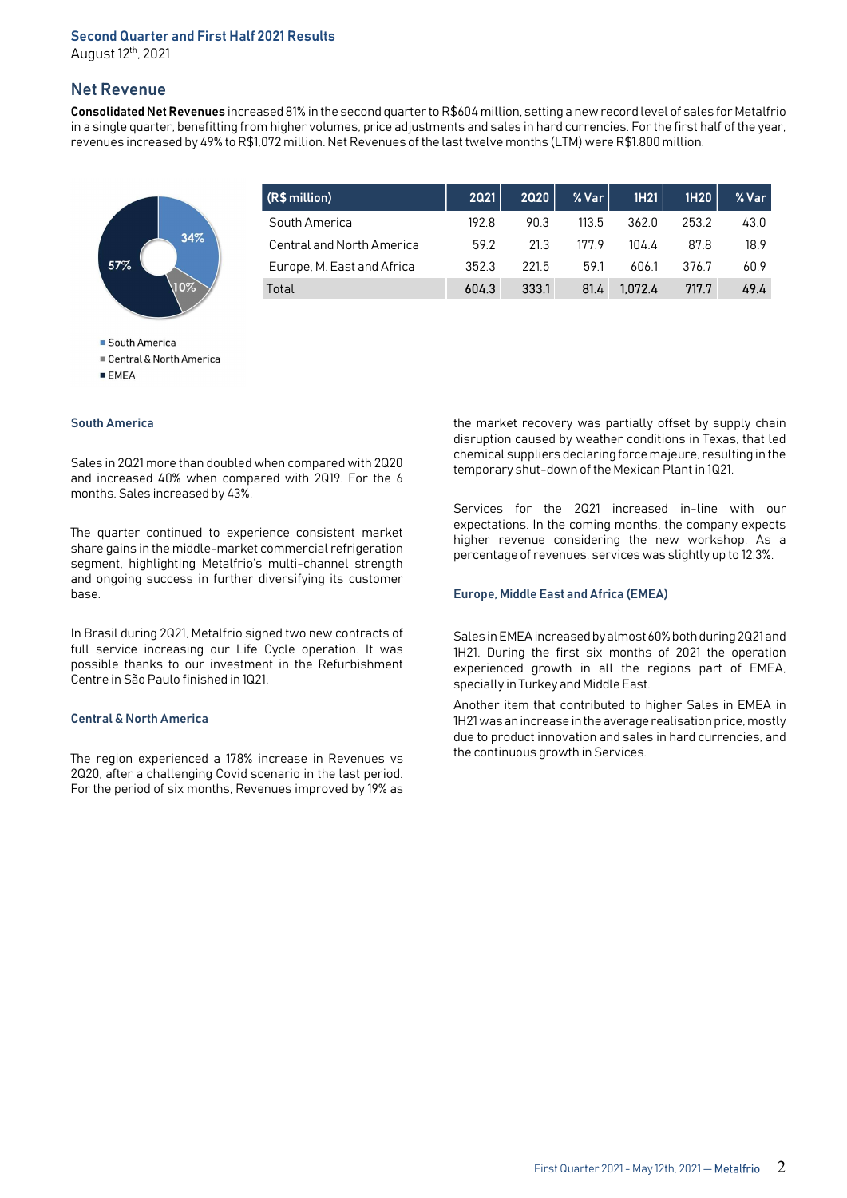## Net Revenue

**Consolidated Net Revenues** increased 81% in the second quarter to R$604 million, setting a new record level of sales for Metalfrio in a single quarter, benefitting from higher volumes, price adjustments and sales in hard currencies. For the first half of the year, revenues increased by 49% to R$1,072 million. Net Revenues of the last twelve months (LTM) were R$1,800 million.

| (R$ million) | 2Q21 | 2Q20 | % Var | 1H21 | 1H20 | % Var |
|---|---|---|---|---|---|---|
| South America | 192.8 | 90.3 | 113.5 | 362.0 | 253.2 | 43.0 |
| Central and North America | 59.2 | 21.3 | 177.9 | 104.4 | 87.8 | 18.9 |
| Europe, M. East and Africa | 352.3 | 221.5 | 59.1 | 606.1 | 376.7 | 60.9 |
| Total | 604.3 | 333.1 | 81.4 | 1,072.4 | 717.7 | 49.4 |

57% 34% 10%

- South America
- Central & North America
- EMEA

### South America

Sales in 2Q21 more than doubled when compared with 2Q20 and increased 40% when compared with 2Q19. For the 6 months, Sales increased by 43%.

The quarter continued to experience consistent market share gains in the middle-market commercial refrigeration segment, highlighting Metalfrio's multi-channel strength and ongoing success in further diversifying its customer base.

In Brasil during 2Q21, Metalfrio signed two new contracts of full service increasing our Life Cycle operation. It was possible thanks to our investment in the Refurbishment Centre in São Paulo finished in 1Q21.

### Central & North America

The region experienced a 178% increase in Revenues vs 2Q20, after a challenging Covid scenario in the last period. For the period of six months, Revenues improved by 19% as the market recovery was partially offset by supply chain disruption caused by weather conditions in Texas, that led chemical suppliers declaring force majeure, resulting in the temporary shut-down of the Mexican Plant in 1Q21.

Services for the 2Q21 increased in-line with our expectations. In the coming months, the company expects higher revenue considering the new workshop. As a percentage of revenues, services was slightly up to 12.3%.

### Europe, Middle East and Africa (EMEA)

Sales in EMEA increased by almost 60% both during 2Q21 and 1H21. During the first six months of 2021 the operation experienced growth in all the regions part of EMEA, specially in Turkey and Middle East.

Another item that contributed to higher Sales in EMEA in 1H21 was an increase in the average realisation price, mostly due to product innovation and sales in hard currencies, and the continuous growth in Services.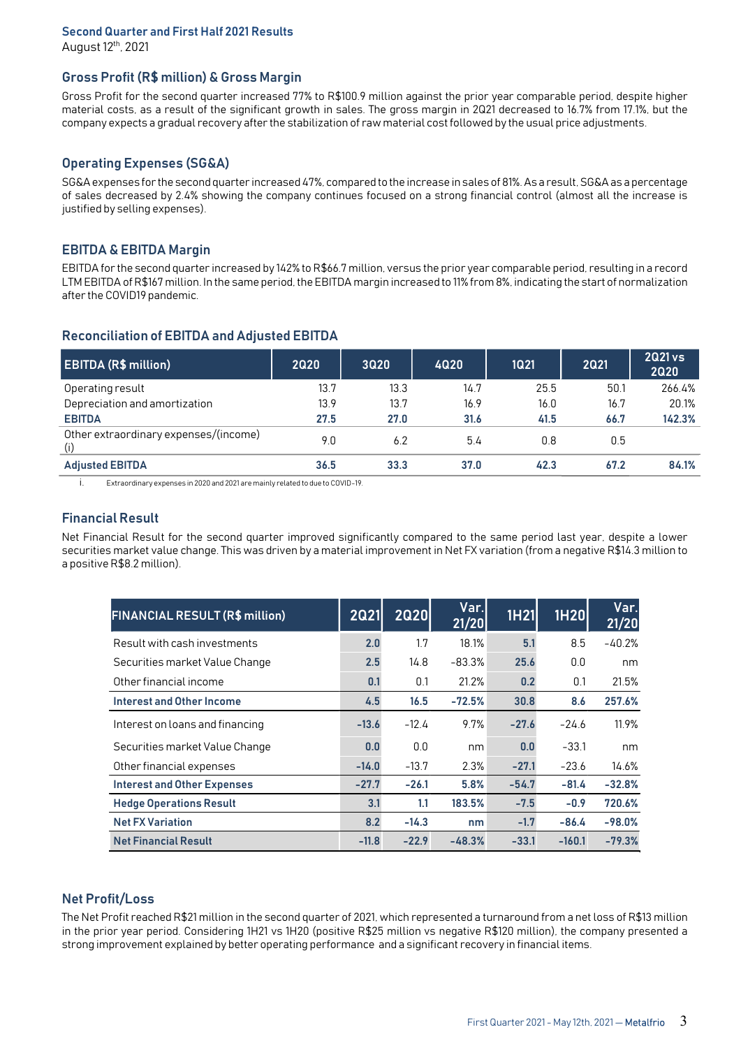## Second Quarter and First Half 2021 Results

August 12th, 2021

### Gross Profit (R$ million) & Gross Margin

Gross Profit for the second quarter increased 77% to R$100.9 million against the prior year comparable period, despite higher material costs, as a result of the significant growth in sales. The gross margin in 2Q21 decreased to 16.7% from 17.1%, but the company expects a gradual recovery after the stabilization of raw material cost followed by the usual price adjustments.

### Operating Expenses (SG&A)

SG&A expenses for the second quarter increased 47%, compared to the increase in sales of 81%. As a result, SG&A as a percentage of sales decreased by 2.4% showing the company continues focused on a strong financial control (almost all the increase is justified by selling expenses).

### EBITDA & EBITDA Margin

EBITDA for the second quarter increased by 142% to R$66.7 million, versus the prior year comparable period, resulting in a record LTM EBITDA of R$167 million. In the same period, the EBITDA margin increased to 11% from 8%, indicating the start of normalization after the COVID19 pandemic.

### Reconciliation of EBITDA and Adjusted EBITDA

| EBITDA (R$ million) | 2Q20 | 3Q20 | 4Q20 | 1Q21 | 2Q21 | 2Q21 vs 2Q20 |
|---|---|---|---|---|---|---|
| Operating result | 13.7 | 13.3 | 14.7 | 25.5 | 50.1 | 266.4% |
| Depreciation and amortization | 13.9 | 13.7 | 16.9 | 16.0 | 16.7 | 20.1% |
| **EBITDA** | **27.5** | **27.0** | **31.6** | **41.5** | **66.7** | **142.3%** |
| Other extraordinary expenses/(income) (i) | 9.0 | 6.2 | 5.4 | 0.8 | 0.5 | |
| **Adjusted EBITDA** | **36.5** | **33.3** | **37.0** | **42.3** | **67.2** | **84.1%** |

i. Extraordinary expenses in 2020 and 2021 are mainly related to due to COVID-19.

### Financial Result

Net Financial Result for the second quarter improved significantly compared to the same period last year, despite a lower securities market value change. This was driven by a material improvement in Net FX variation (from a negative R$14.3 million to a positive R$8.2 million).

| FINANCIAL RESULT (R$ million) | 2Q21 | 2Q20 | Var. 21/20 | 1H21 | 1H20 | Var. 21/20 |
|---|---|---|---|---|---|---|
| Result with cash investments | 2.0 | 1.7 | 18.1% | 5.1 | 8.5 | -40.2% |
| Securities market Value Change | 2.5 | 14.8 | -83.3% | 25.6 | 0.0 | nm |
| Other financial income | 0.1 | 0.1 | 21.2% | 0.2 | 0.1 | 21.5% |
| **Interest and Other Income** | **4.5** | **16.5** | **-72.5%** | **30.8** | **8.6** | **257.6%** |
| Interest on loans and financing | -13.6 | -12.4 | 9.7% | -27.6 | -24.6 | 11.9% |
| Securities market Value Change | 0.0 | 0.0 | nm | 0.0 | -33.1 | nm |
| Other financial expenses | -14.0 | -13.7 | 2.3% | -27.1 | -23.6 | 14.6% |
| **Interest and Other Expenses** | **-27.7** | **-26.1** | **5.8%** | **-54.7** | **-81.4** | **-32.8%** |
| **Hedge Operations Result** | **3.1** | **1.1** | **183.5%** | **-7.5** | **-0.9** | **720.6%** |
| **Net FX Variation** | **8.2** | **-14.3** | **nm** | **-1.7** | **-86.4** | **-98.0%** |
| **Net Financial Result** | **-11.8** | **-22.9** | **-48.3%** | **-33.1** | **-160.1** | **-79.3%** |

### Net Profit/Loss

The Net Profit reached R$21 million in the second quarter of 2021, which represented a turnaround from a net loss of R$13 million in the prior year period. Considering 1H21 vs 1H20 (positive R$25 million vs negative R$120 million), the company presented a strong improvement explained by better operating performance and a significant recovery in financial items.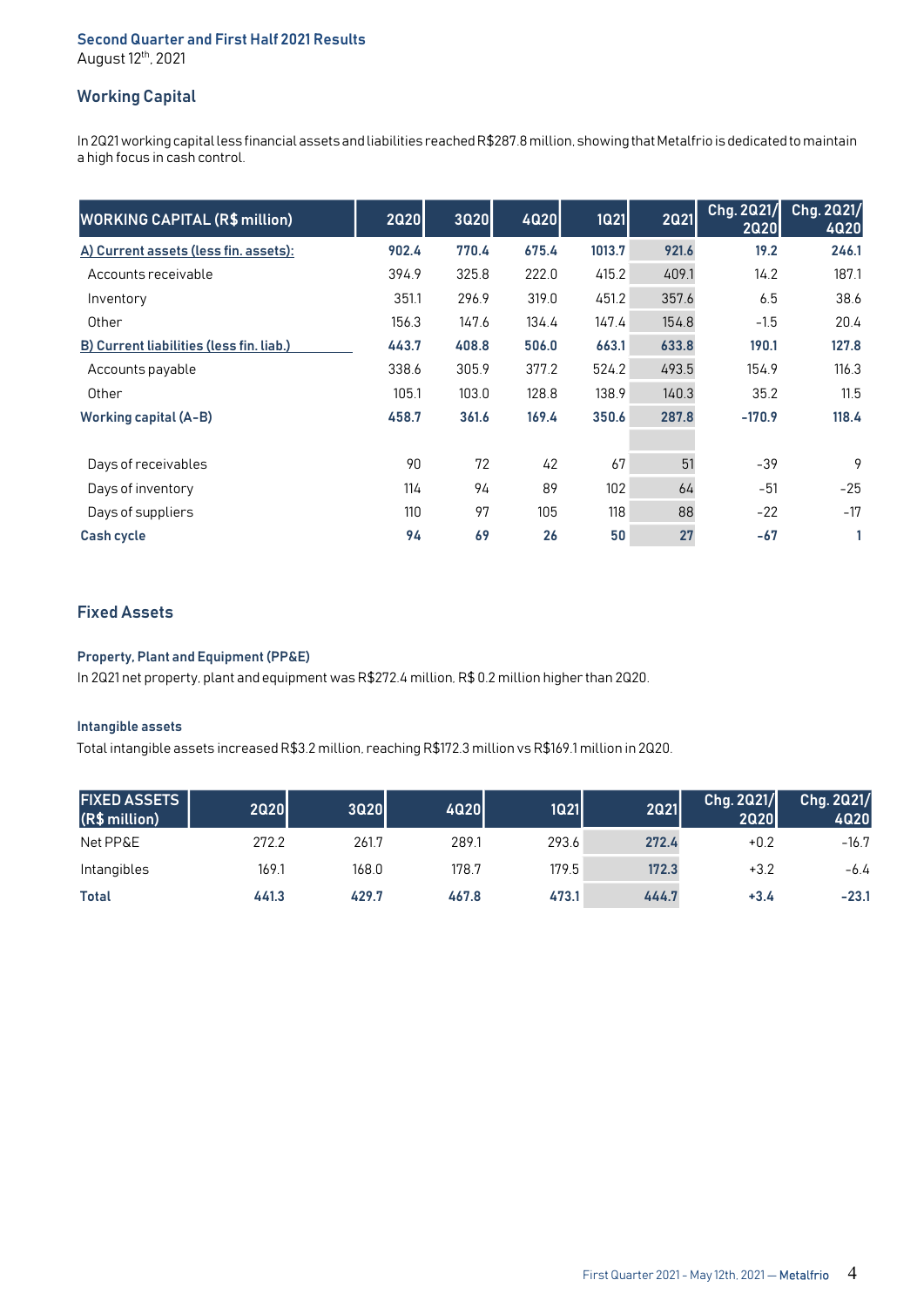Second Quarter and First Half 2021 Results
August 12th, 2021

## Working Capital

In 2Q21 working capital less financial assets and liabilities reached R$287.8 million, showing that Metalfrio is dedicated to maintain a high focus in cash control.

| WORKING CAPITAL (R$ million) | 2Q20 | 3Q20 | 4Q20 | 1Q21 | 2Q21 | Chg. 2Q21/ 2Q20 | Chg. 2Q21/ 4Q20 |
|---|---|---|---|---|---|---|---|
| **A) Current assets (less fin. assets):** | **902.4** | **770.4** | **675.4** | **1013.7** | **921.6** | **19.2** | **246.1** |
| Accounts receivable | 394.9 | 325.8 | 222.0 | 415.2 | 409.1 | 14.2 | 187.1 |
| Inventory | 351.1 | 296.9 | 319.0 | 451.2 | 357.6 | 6.5 | 38.6 |
| Other | 156.3 | 147.6 | 134.4 | 147.4 | 154.8 | -1.5 | 20.4 |
| **B) Current liabilities (less fin. liab.)** | **443.7** | **408.8** | **506.0** | **663.1** | **633.8** | **190.1** | **127.8** |
| Accounts payable | 338.6 | 305.9 | 377.2 | 524.2 | 493.5 | 154.9 | 116.3 |
| Other | 105.1 | 103.0 | 128.8 | 138.9 | 140.3 | 35.2 | 11.5 |
| **Working capital (A-B)** | **458.7** | **361.6** | **169.4** | **350.6** | **287.8** | **-170.9** | **118.4** |
| | | | | | | | |
| Days of receivables | 90 | 72 | 42 | 67 | 51 | -39 | 9 |
| Days of inventory | 114 | 94 | 89 | 102 | 64 | -51 | -25 |
| Days of suppliers | 110 | 97 | 105 | 118 | 88 | -22 | -17 |
| **Cash cycle** | **94** | **69** | **26** | **50** | **27** | **-67** | **1** |

## Fixed Assets

### Property, Plant and Equipment (PP&E)

In 2Q21 net property, plant and equipment was R$272.4 million, R$ 0.2 million higher than 2Q20.

### Intangible assets

Total intangible assets increased R$3.2 million, reaching R$172.3 million vs R$169.1 million in 2Q20.

| FIXED ASSETS (R$ million) | 2Q20 | 3Q20 | 4Q20 | 1Q21 | 2Q21 | Chg. 2Q21/ 2Q20 | Chg. 2Q21/ 4Q20 |
|---|---|---|---|---|---|---|---|
| Net PP&E | 272.2 | 261.7 | 289.1 | 293.6 | 272.4 | +0.2 | -16.7 |
| Intangibles | 169.1 | 168.0 | 178.7 | 179.5 | 172.3 | +3.2 | -6.4 |
| **Total** | **441.3** | **429.7** | **467.8** | **473.1** | **444.7** | **+3.4** | **-23.1** |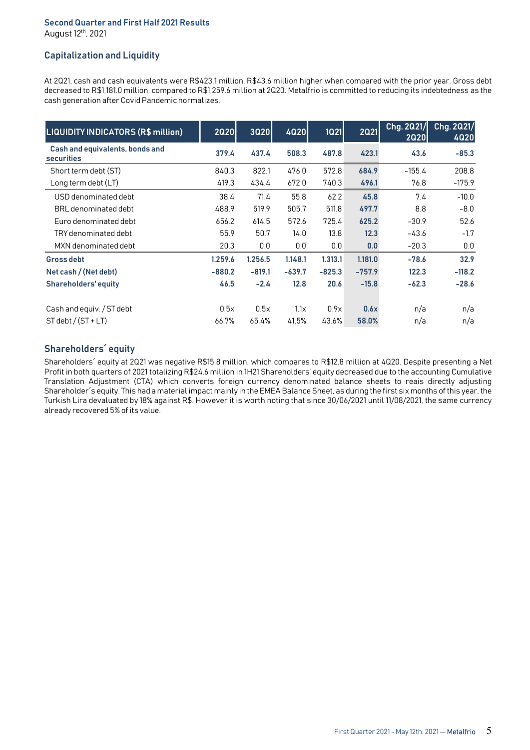## Capitalization and Liquidity

At 2Q21, cash and cash equivalents were R$423.1 million, R$43.6 million higher when compared with the prior year. Gross debt decreased to R$1,181.0 million, compared to R$1,259.6 million at 2Q20. Metalfrio is committed to reducing its indebtedness as the cash generation after Covid Pandemic normalizes.

| LIQUIDITY INDICATORS (R$ million) | 2Q20 | 3Q20 | 4Q20 | 1Q21 | 2Q21 | Chg. 2Q21/ 2Q20 | Chg. 2Q21/ 4Q20 |
|---|---|---|---|---|---|---|---|
| **Cash and equivalents, bonds and securities** | **379.4** | **437.4** | **508.3** | **487.8** | **423.1** | **43.6** | **-85.3** |
| Short term debt (ST) | 840.3 | 822.1 | 476.0 | 572.8 | **684.9** | -155.4 | 208.8 |
| Long term debt (LT) | 419.3 | 434.4 | 672.0 | 740.3 | **496.1** | 76.8 | -175.9 |
| USD denominated debt | 38.4 | 71.4 | 55.8 | 62.2 | **45.8** | 7.4 | -10.0 |
| BRL denominated debt | 488.9 | 519.9 | 505.7 | 511.8 | **497.7** | 8.8 | -8.0 |
| Euro denominated debt | 656.2 | 614.5 | 572.6 | 725.4 | **625.2** | -30.9 | 52.6 |
| TRY denominated debt | 55.9 | 50.7 | 14.0 | 13.8 | **12.3** | -43.6 | -1.7 |
| MXN denominated debt | 20.3 | 0.0 | 0.0 | 0.0 | **0.0** | -20.3 | 0.0 |
| **Gross debt** | **1.259.6** | **1.256.5** | **1.148.1** | **1.313.1** | **1.181.0** | **-78.6** | **32.9** |
| **Net cash / (Net debt)** | **-880.2** | **-819.1** | **-639.7** | **-825.3** | **-757.9** | **122.3** | **-118.2** |
| **Shareholders' equity** | **46.5** | **-2.4** | **12.8** | **20.6** | **-15.8** | **-62.3** | **-28.6** |
| | | | | | | | |
| Cash and equiv. / ST debt | 0.5x | 0.5x | 1.1x | 0.9x | **0.6x** | n/a | n/a |
| ST debt / (ST + LT) | 66.7% | 65.4% | 41.5% | 43.6% | **58.0%** | n/a | n/a |

## Shareholders´ equity

Shareholders´ equity at 2Q21 was negative R$15.8 million, which compares to R$12.8 million at 4Q20. Despite presenting a Net Profit in both quarters of 2021 totalizing R$24.6 million in 1H21 Shareholders' equity decreased due to the accounting Cumulative Translation Adjustment (CTA) which converts foreign currency denominated balance sheets to reais directly adjusting Shareholder´s equity. This had a material impact mainly in the EMEA Balance Sheet, as during the first six months of this year, the Turkish Lira devaluated by 18% against R$. However it is worth noting that since 30/06/2021 until 11/08/2021, the same currency already recovered 5% of its value.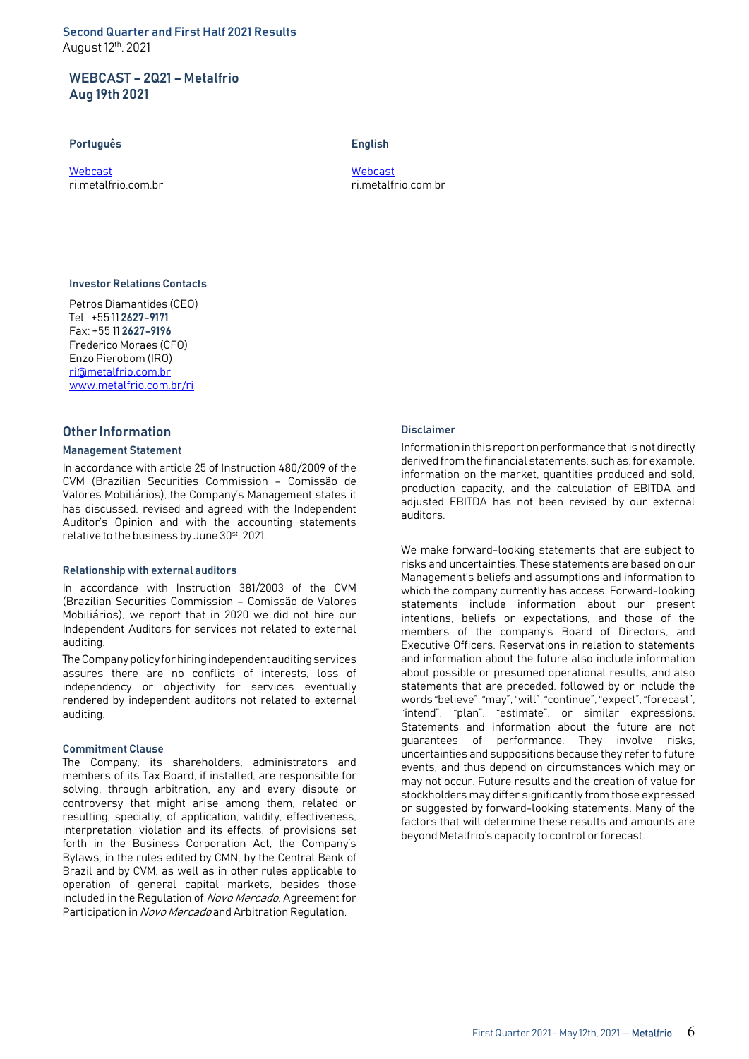**Second Quarter and First Half 2021 Results**
August 12th, 2021

## WEBCAST – 2Q21 – Metalfrio
## Aug 19th 2021

**Português**

[Webcast](#)
ri.metalfrio.com.br

**English**

[Webcast](#)
ri.metalfrio.com.br

**Investor Relations Contacts**

Petros Diamantides (CEO)
Tel.: +55 11 **2627-9171**
Fax: +55 11 **2627-9196**
Frederico Moraes (CFO)
Enzo Pierobom (IRO)
ri@metalfrio.com.br
www.metalfrio.com.br/ri

## Other Information

### Management Statement

In accordance with article 25 of Instruction 480/2009 of the CVM (Brazilian Securities Commission – Comissão de Valores Mobiliários), the Company's Management states it has discussed, revised and agreed with the Independent Auditor's Opinion and with the accounting statements relative to the business by June 30st, 2021.

### Relationship with external auditors

In accordance with Instruction 381/2003 of the CVM (Brazilian Securities Commission – Comissão de Valores Mobiliários), we report that in 2020 we did not hire our Independent Auditors for services not related to external auditing.

The Company policy for hiring independent auditing services assures there are no conflicts of interests, loss of independency or objectivity for services eventually rendered by independent auditors not related to external auditing.

### Commitment Clause

The Company, its shareholders, administrators and members of its Tax Board, if installed, are responsible for solving, through arbitration, any and every dispute or controversy that might arise among them, related or resulting, specially, of application, validity, effectiveness, interpretation, violation and its effects, of provisions set forth in the Business Corporation Act, the Company's Bylaws, in the rules edited by CMN, by the Central Bank of Brazil and by CVM, as well as in other rules applicable to operation of general capital markets, besides those included in the Regulation of *Novo Mercado*, Agreement for Participation in *Novo Mercado* and Arbitration Regulation.

### Disclaimer

Information in this report on performance that is not directly derived from the financial statements, such as, for example, information on the market, quantities produced and sold, production capacity, and the calculation of EBITDA and adjusted EBITDA has not been revised by our external auditors.

We make forward-looking statements that are subject to risks and uncertainties. These statements are based on our Management's beliefs and assumptions and information to which the company currently has access. Forward-looking statements include information about our present intentions, beliefs or expectations, and those of the members of the company's Board of Directors, and Executive Officers. Reservations in relation to statements and information about the future also include information about possible or presumed operational results, and also statements that are preceded, followed by or include the words "believe", "may", "will", "continue", "expect", "forecast", "intend", "plan", "estimate", or similar expressions. Statements and information about the future are not guarantees of performance. They involve risks, uncertainties and suppositions because they refer to future events, and thus depend on circumstances which may or may not occur. Future results and the creation of value for stockholders may differ significantly from those expressed or suggested by forward-looking statements. Many of the factors that will determine these results and amounts are beyond Metalfrio's capacity to control or forecast.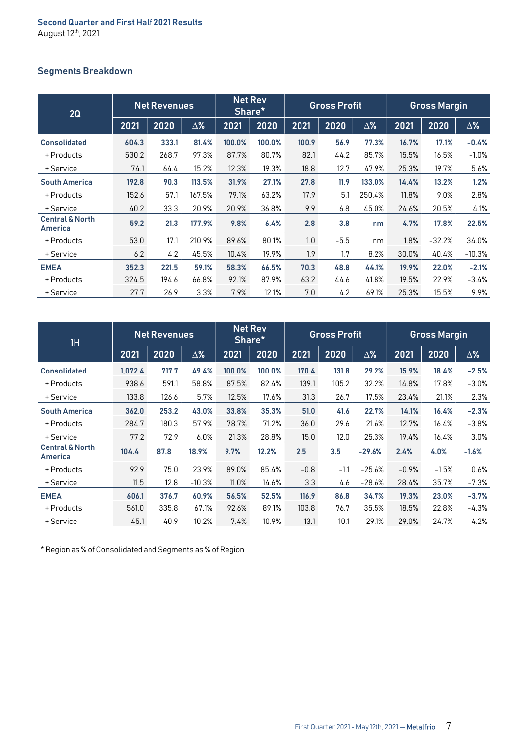Second Quarter and First Half 2021 Results
August 12th, 2021

## Segments Breakdown

| 2Q | Net Revenues | | | Net Rev Share* | | Gross Profit | | | Gross Margin | | |
|---|---|---|---|---|---|---|---|---|---|---|---|
| | 2021 | 2020 | Δ% | 2021 | 2020 | 2021 | 2020 | Δ% | 2021 | 2020 | Δ% |
| **Consolidated** | **604.3** | **333.1** | **81.4%** | **100.0%** | **100.0%** | **100.9** | **56.9** | **77.3%** | **16.7%** | **17.1%** | **-0.4%** |
| + Products | 530.2 | 268.7 | 97.3% | 87.7% | 80.7% | 82.1 | 44.2 | 85.7% | 15.5% | 16.5% | -1.0% |
| + Service | 74.1 | 64.4 | 15.2% | 12.3% | 19.3% | 18.8 | 12.7 | 47.9% | 25.3% | 19.7% | 5.6% |
| **South America** | **192.8** | **90.3** | **113.5%** | **31.9%** | **27.1%** | **27.8** | **11.9** | **133.0%** | **14.4%** | **13.2%** | **1.2%** |
| + Products | 152.6 | 57.1 | 167.5% | 79.1% | 63.2% | 17.9 | 5.1 | 250.4% | 11.8% | 9.0% | 2.8% |
| + Service | 40.2 | 33.3 | 20.9% | 20.9% | 36.8% | 9.9 | 6.8 | 45.0% | 24.6% | 20.5% | 4.1% |
| **Central & North America** | **59.2** | **21.3** | **177.9%** | **9.8%** | **6.4%** | **2.8** | **-3.8** | **nm** | **4.7%** | **-17.8%** | **22.5%** |
| + Products | 53.0 | 17.1 | 210.9% | 89.6% | 80.1% | 1.0 | -5.5 | nm | 1.8% | -32.2% | 34.0% |
| + Service | 6.2 | 4.2 | 45.5% | 10.4% | 19.9% | 1.9 | 1.7 | 8.2% | 30.0% | 40.4% | -10.3% |
| **EMEA** | **352.3** | **221.5** | **59.1%** | **58.3%** | **66.5%** | **70.3** | **48.8** | **44.1%** | **19.9%** | **22.0%** | **-2.1%** |
| + Products | 324.5 | 194.6 | 66.8% | 92.1% | 87.9% | 63.2 | 44.6 | 41.8% | 19.5% | 22.9% | -3.4% |
| + Service | 27.7 | 26.9 | 3.3% | 7.9% | 12.1% | 7.0 | 4.2 | 69.1% | 25.3% | 15.5% | 9.9% |

| 1H | Net Revenues | | | Net Rev Share* | | Gross Profit | | | Gross Margin | | |
|---|---|---|---|---|---|---|---|---|---|---|---|
| | 2021 | 2020 | Δ% | 2021 | 2020 | 2021 | 2020 | Δ% | 2021 | 2020 | Δ% |
| **Consolidated** | **1,072.4** | **717.7** | **49.4%** | **100.0%** | **100.0%** | **170.4** | **131.8** | **29.2%** | **15.9%** | **18.4%** | **-2.5%** |
| + Products | 938.6 | 591.1 | 58.8% | 87.5% | 82.4% | 139.1 | 105.2 | 32.2% | 14.8% | 17.8% | -3.0% |
| + Service | 133.8 | 126.6 | 5.7% | 12.5% | 17.6% | 31.3 | 26.7 | 17.5% | 23.4% | 21.1% | 2.3% |
| **South America** | **362.0** | **253.2** | **43.0%** | **33.8%** | **35.3%** | **51.0** | **41.6** | **22.7%** | **14.1%** | **16.4%** | **-2.3%** |
| + Products | 284.7 | 180.3 | 57.9% | 78.7% | 71.2% | 36.0 | 29.6 | 21.6% | 12.7% | 16.4% | -3.8% |
| + Service | 77.2 | 72.9 | 6.0% | 21.3% | 28.8% | 15.0 | 12.0 | 25.3% | 19.4% | 16.4% | 3.0% |
| **Central & North America** | **104.4** | **87.8** | **18.9%** | **9.7%** | **12.2%** | **2.5** | **3.5** | **-29.6%** | **2.4%** | **4.0%** | **-1.6%** |
| + Products | 92.9 | 75.0 | 23.9% | 89.0% | 85.4% | -0.8 | -1.1 | -25.6% | -0.9% | -1.5% | 0.6% |
| + Service | 11.5 | 12.8 | -10.3% | 11.0% | 14.6% | 3.3 | 4.6 | -28.6% | 28.4% | 35.7% | -7.3% |
| **EMEA** | **606.1** | **376.7** | **60.9%** | **56.5%** | **52.5%** | **116.9** | **86.8** | **34.7%** | **19.3%** | **23.0%** | **-3.7%** |
| + Products | 561.0 | 335.8 | 67.1% | 92.6% | 89.1% | 103.8 | 76.7 | 35.5% | 18.5% | 22.8% | -4.3% |
| + Service | 45.1 | 40.9 | 10.2% | 7.4% | 10.9% | 13.1 | 10.1 | 29.1% | 29.0% | 24.7% | 4.2% |

* Region as % of Consolidated and Segments as % of Region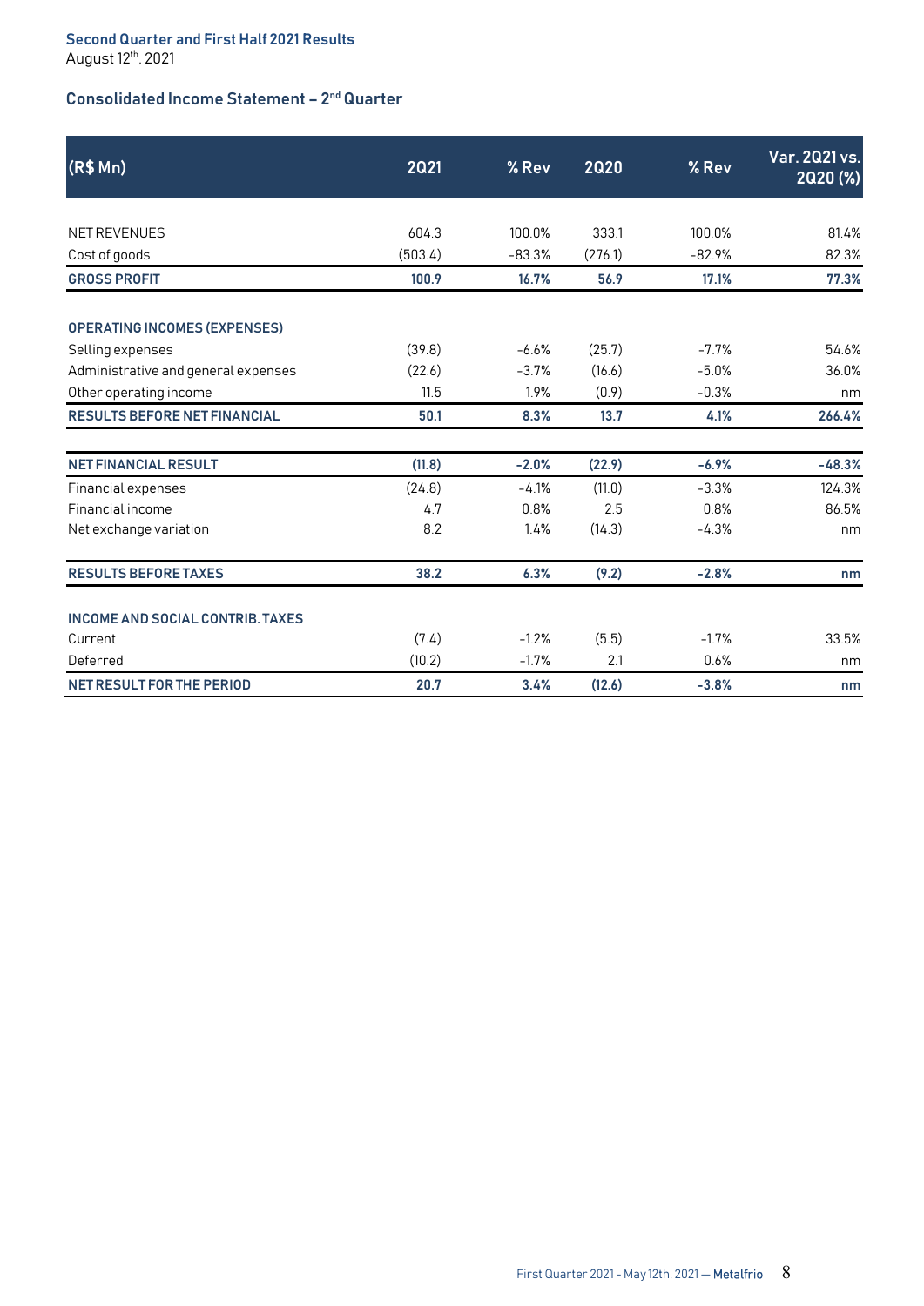Second Quarter and First Half 2021 Results
August 12th, 2021

## Consolidated Income Statement – 2nd Quarter

| (R$ Mn) | 2Q21 | % Rev | 2Q20 | % Rev | Var. 2Q21 vs. 2Q20 (%) |
|---|---|---|---|---|---|
| NET REVENUES | 604.3 | 100.0% | 333.1 | 100.0% | 81.4% |
| Cost of goods | (503.4) | -83.3% | (276.1) | -82.9% | 82.3% |
| **GROSS PROFIT** | **100.9** | **16.7%** | **56.9** | **17.1%** | **77.3%** |
| **OPERATING INCOMES (EXPENSES)** | | | | | |
| Selling expenses | (39.8) | -6.6% | (25.7) | -7.7% | 54.6% |
| Administrative and general expenses | (22.6) | -3.7% | (16.6) | -5.0% | 36.0% |
| Other operating income | 11.5 | 1.9% | (0.9) | -0.3% | nm |
| **RESULTS BEFORE NET FINANCIAL** | **50.1** | **8.3%** | **13.7** | **4.1%** | **266.4%** |
| **NET FINANCIAL RESULT** | **(11.8)** | **-2.0%** | **(22.9)** | **-6.9%** | **-48.3%** |
| Financial expenses | (24.8) | -4.1% | (11.0) | -3.3% | 124.3% |
| Financial income | 4.7 | 0.8% | 2.5 | 0.8% | 86.5% |
| Net exchange variation | 8.2 | 1.4% | (14.3) | -4.3% | nm |
| **RESULTS BEFORE TAXES** | **38.2** | **6.3%** | **(9.2)** | **-2.8%** | **nm** |
| **INCOME AND SOCIAL CONTRIB. TAXES** | | | | | |
| Current | (7.4) | -1.2% | (5.5) | -1.7% | 33.5% |
| Deferred | (10.2) | -1.7% | 2.1 | 0.6% | nm |
| **NET RESULT FOR THE PERIOD** | **20.7** | **3.4%** | **(12.6)** | **-3.8%** | **nm** |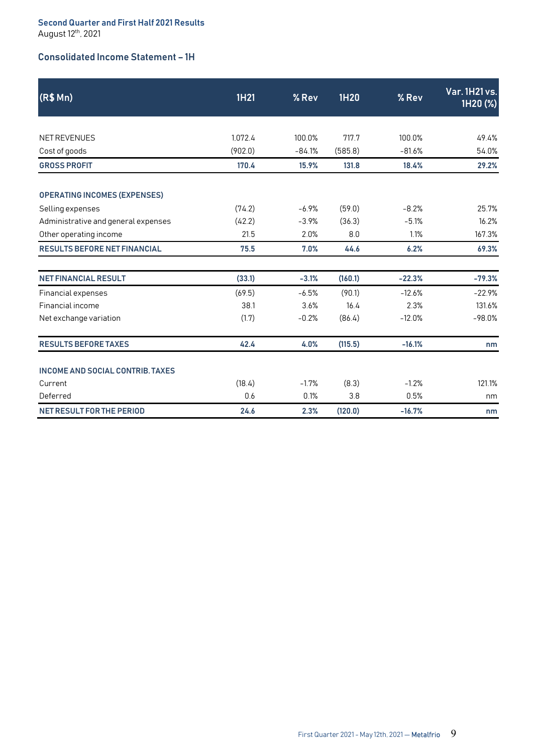## Consolidated Income Statement – 1H

| (R$ Mn) | 1H21 | % Rev | 1H20 | % Rev | Var. 1H21 vs. 1H20 (%) |
|---|---|---|---|---|---|
| NET REVENUES | 1,072.4 | 100.0% | 717.7 | 100.0% | 49.4% |
| Cost of goods | (902.0) | -84.1% | (585.8) | -81.6% | 54.0% |
| **GROSS PROFIT** | **170.4** | **15.9%** | **131.8** | **18.4%** | **29.2%** |
| **OPERATING INCOMES (EXPENSES)** | | | | | |
| Selling expenses | (74.2) | -6.9% | (59.0) | -8.2% | 25.7% |
| Administrative and general expenses | (42.2) | -3.9% | (36.3) | -5.1% | 16.2% |
| Other operating income | 21.5 | 2.0% | 8.0 | 1.1% | 167.3% |
| **RESULTS BEFORE NET FINANCIAL** | **75.5** | **7.0%** | **44.6** | **6.2%** | **69.3%** |
| **NET FINANCIAL RESULT** | **(33.1)** | **-3.1%** | **(160.1)** | **-22.3%** | **-79.3%** |
| Financial expenses | (69.5) | -6.5% | (90.1) | -12.6% | -22.9% |
| Financial income | 38.1 | 3.6% | 16.4 | 2.3% | 131.6% |
| Net exchange variation | (1.7) | -0.2% | (86.4) | -12.0% | -98.0% |
| **RESULTS BEFORE TAXES** | **42.4** | **4.0%** | **(115.5)** | **-16.1%** | **nm** |
| **INCOME AND SOCIAL CONTRIB. TAXES** | | | | | |
| Current | (18.4) | -1.7% | (8.3) | -1.2% | 121.1% |
| Deferred | 0.6 | 0.1% | 3.8 | 0.5% | nm |
| **NET RESULT FOR THE PERIOD** | **24.6** | **2.3%** | **(120.0)** | **-16.7%** | **nm** |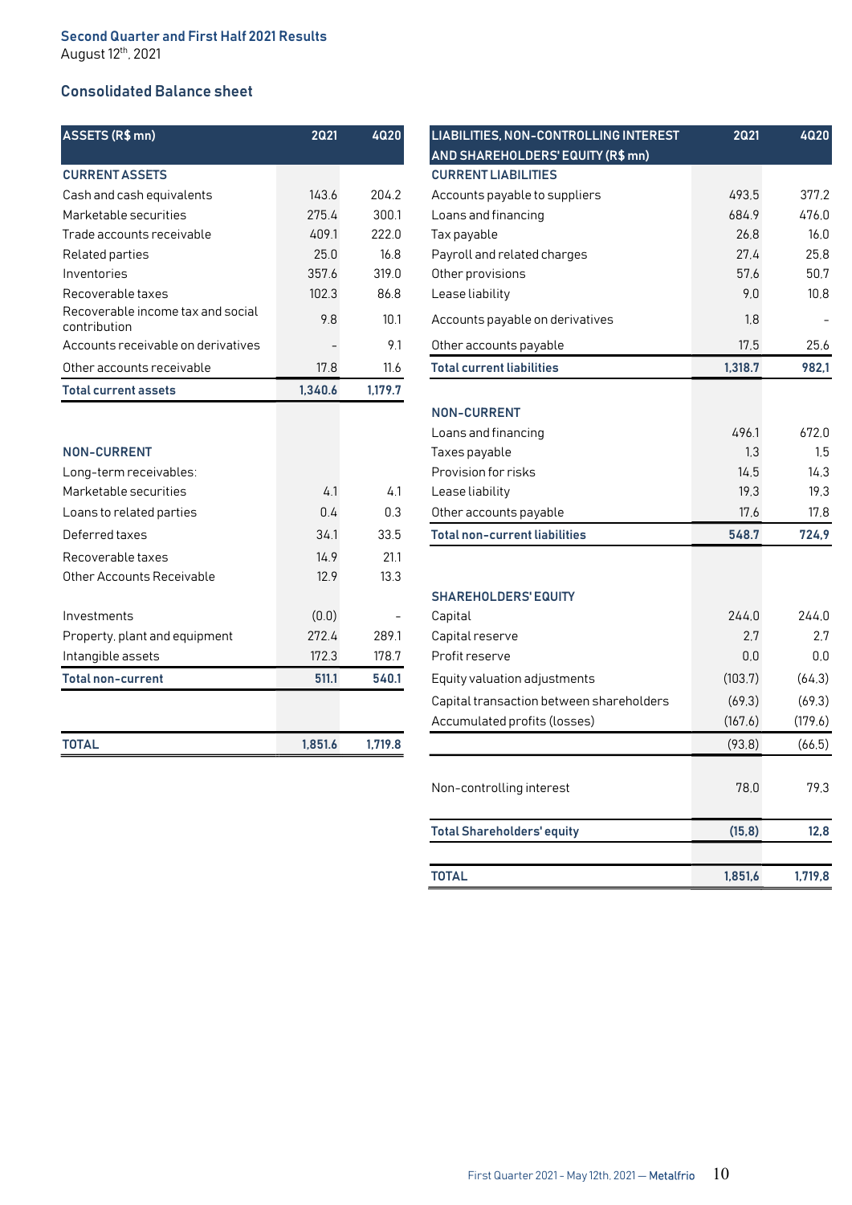Second Quarter and First Half 2021 Results
August 12th, 2021

## Consolidated Balance sheet

| ASSETS (R$ mn) | 2Q21 | 4Q20 |
|---|---|---|
| **CURRENT ASSETS** | | |
| Cash and cash equivalents | 143.6 | 204.2 |
| Marketable securities | 275.4 | 300.1 |
| Trade accounts receivable | 409.1 | 222.0 |
| Related parties | 25.0 | 16.8 |
| Inventories | 357.6 | 319.0 |
| Recoverable taxes | 102.3 | 86.8 |
| Recoverable income tax and social contribution | 9.8 | 10.1 |
| Accounts receivable on derivatives | - | 9.1 |
| Other accounts receivable | 17.8 | 11.6 |
| **Total current assets** | **1,340.6** | **1,179.7** |
| **NON-CURRENT** | | |
| Long-term receivables: | | |
| Marketable securities | 4.1 | 4.1 |
| Loans to related parties | 0.4 | 0.3 |
| Deferred taxes | 34.1 | 33.5 |
| Recoverable taxes | 14.9 | 21.1 |
| Other Accounts Receivable | 12.9 | 13.3 |
| Investments | (0.0) | - |
| Property, plant and equipment | 272.4 | 289.1 |
| Intangible assets | 172.3 | 178.7 |
| **Total non-current** | **511.1** | **540.1** |
| **TOTAL** | **1,851.6** | **1,719.8** |

| LIABILITIES, NON-CONTROLLING INTEREST AND SHAREHOLDERS' EQUITY (R$ mn) | 2Q21 | 4Q20 |
|---|---|---|
| **CURRENT LIABILITIES** | | |
| Accounts payable to suppliers | 493.5 | 377.2 |
| Loans and financing | 684.9 | 476.0 |
| Tax payable | 26.8 | 16.0 |
| Payroll and related charges | 27.4 | 25.8 |
| Other provisions | 57.6 | 50.7 |
| Lease liability | 9.0 | 10.8 |
| Accounts payable on derivatives | 1.8 | - |
| Other accounts payable | 17.5 | 25.6 |
| **Total current liabilities** | **1,318.7** | **982,1** |
| **NON-CURRENT** | | |
| Loans and financing | 496.1 | 672.0 |
| Taxes payable | 1.3 | 1.5 |
| Provision for risks | 14.5 | 14.3 |
| Lease liability | 19.3 | 19.3 |
| Other accounts payable | 17.6 | 17.8 |
| **Total non-current liabilities** | **548.7** | **724,9** |
| **SHAREHOLDERS' EQUITY** | | |
| Capital | 244.0 | 244.0 |
| Capital reserve | 2.7 | 2.7 |
| Profit reserve | 0.0 | 0.0 |
| Equity valuation adjustments | (103.7) | (64.3) |
| Capital transaction between shareholders | (69.3) | (69.3) |
| Accumulated profits (losses) | (167.6) | (179.6) |
| | (93.8) | (66.5) |
| Non-controlling interest | 78.0 | 79.3 |
| **Total Shareholders' equity** | **(15,8)** | **12,8** |
| **TOTAL** | **1,851,6** | **1,719,8** |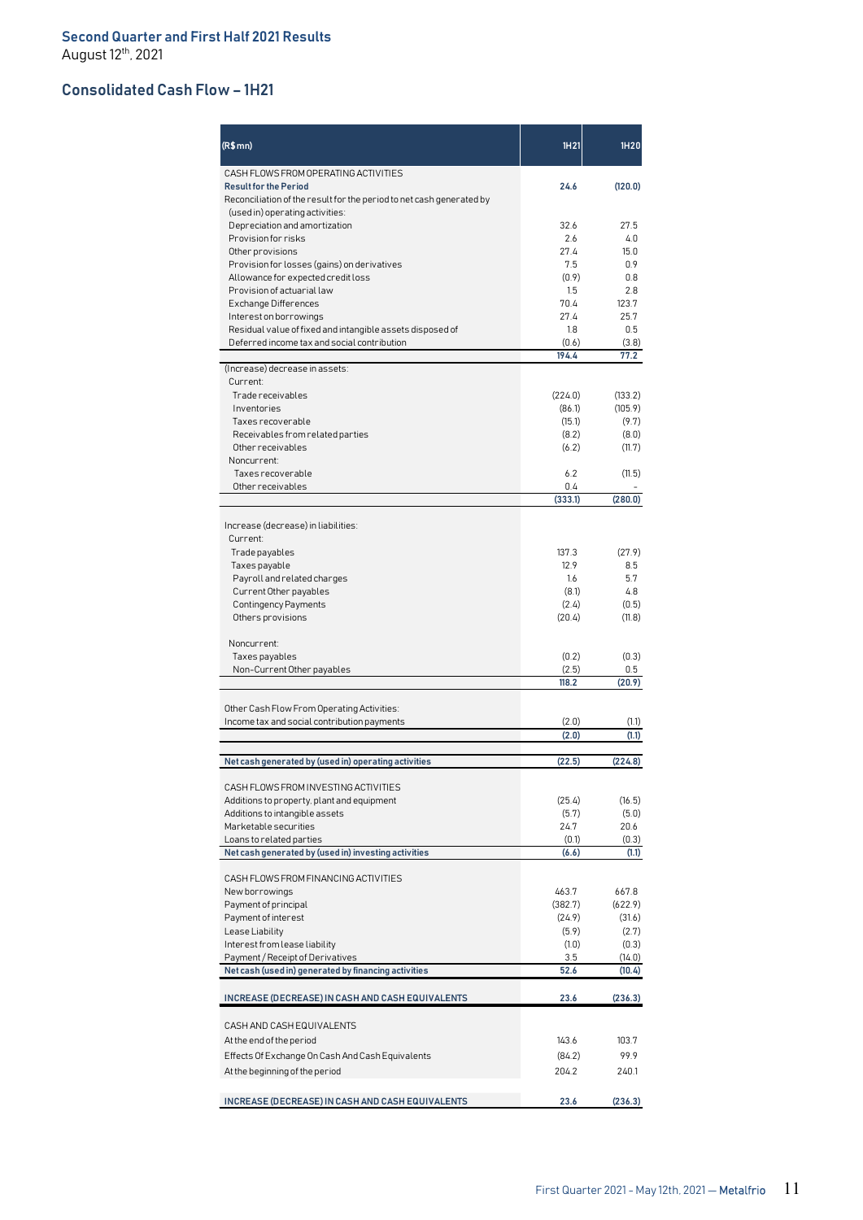Second Quarter and First Half 2021 Results
August 12th, 2021

## Consolidated Cash Flow – 1H21

| (R$ mn) | 1H21 | 1H20 |
|---|---|---|
| CASH FLOWS FROM OPERATING ACTIVITIES | | |
| **Result for the Period** | **24.6** | **(120.0)** |
| Reconciliation of the result for the period to net cash generated by (used in) operating activities: | | |
| Depreciation and amortization | 32.6 | 27.5 |
| Provision for risks | 2.6 | 4.0 |
| Other provisions | 27.4 | 15.0 |
| Provision for losses (gains) on derivatives | 7.5 | 0.9 |
| Allowance for expected credit loss | (0.9) | 0.8 |
| Provision of actuarial law | 1.5 | 2.8 |
| Exchange Differences | 70.4 | 123.7 |
| Interest on borrowings | 27.4 | 25.7 |
| Residual value of fixed and intangible assets disposed of | 1.8 | 0.5 |
| Deferred income tax and social contribution | (0.6) | (3.8) |
| | **194.4** | **77.2** |
| (Increase) decrease in assets: | | |
| Current: | | |
| Trade receivables | (224.0) | (133.2) |
| Inventories | (86.1) | (105.9) |
| Taxes recoverable | (15.1) | (9.7) |
| Receivables from related parties | (8.2) | (8.0) |
| Other receivables | (6.2) | (11.7) |
| Noncurrent: | | |
| Taxes recoverable | 6.2 | (11.5) |
| Other receivables | 0.4 | - |
| | **(333.1)** | **(280.0)** |
| Increase (decrease) in liabilities: | | |
| Current: | | |
| Trade payables | 137.3 | (27.9) |
| Taxes payable | 12.9 | 8.5 |
| Payroll and related charges | 1.6 | 5.7 |
| Current Other payables | (8.1) | 4.8 |
| Contingency Payments | (2.4) | (0.5) |
| Others provisions | (20.4) | (11.8) |
| Noncurrent: | | |
| Taxes payables | (0.2) | (0.3) |
| Non-Current Other payables | (2.5) | 0.5 |
| | **118.2** | **(20.9)** |
| Other Cash Flow From Operating Activities: | | |
| Income tax and social contribution payments | (2.0) | (1.1) |
| | **(2.0)** | **(1.1)** |
| **Net cash generated by (used in) operating activities** | **(22.5)** | **(224.8)** |
| CASH FLOWS FROM INVESTING ACTIVITIES | | |
| Additions to property, plant and equipment | (25.4) | (16.5) |
| Additions to intangible assets | (5.7) | (5.0) |
| Marketable securities | 24.7 | 20.6 |
| Loans to related parties | (0.1) | (0.3) |
| **Net cash generated by (used in) investing activities** | **(6.6)** | **(1.1)** |
| CASH FLOWS FROM FINANCING ACTIVITIES | | |
| New borrowings | 463.7 | 667.8 |
| Payment of principal | (382.7) | (622.9) |
| Payment of interest | (24.9) | (31.6) |
| Lease Liability | (5.9) | (2.7) |
| Interest from lease liability | (1.0) | (0.3) |
| Payment / Receipt of Derivatives | 3.5 | (14.0) |
| **Net cash (used in) generated by financing activities** | **52.6** | **(10.4)** |
| **INCREASE (DECREASE) IN CASH AND CASH EQUIVALENTS** | **23.6** | **(236.3)** |
| CASH AND CASH EQUIVALENTS | | |
| At the end of the period | 143.6 | 103.7 |
| Effects Of Exchange On Cash And Cash Equivalents | (84.2) | 99.9 |
| At the beginning of the period | 204.2 | 240.1 |
| **INCREASE (DECREASE) IN CASH AND CASH EQUIVALENTS** | **23.6** | **(236.3)** |